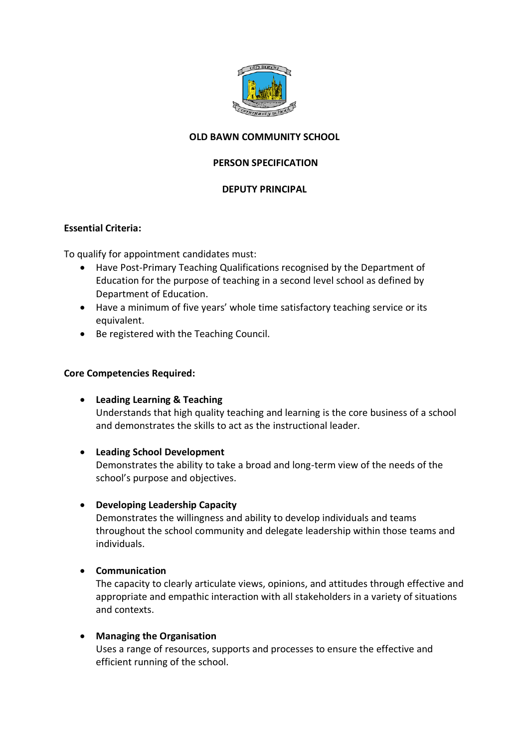# OLD BAWN COMMUNITY SCHOOL

## PERSON SPECIFICATION

## DEPUTY PRINCIPAL

**Essential Criteria:**

To qualify for appointment candidates must:

- Have Post-Primary Teaching Qualifications recognised by the Department of Education for the purpose of teaching in a second level school as defined by Department of Education.
- Have a minimum of five years' whole time satisfactory teaching service or its equivalent.
- Be registered with the Teaching Council.

**Core Competencies Required:**

- **Leading Learning & Teaching**
  Understands that high quality teaching and learning is the core business of a school and demonstrates the skills to act as the instructional leader.

- **Leading School Development**
  Demonstrates the ability to take a broad and long-term view of the needs of the school's purpose and objectives.

- **Developing Leadership Capacity**
  Demonstrates the willingness and ability to develop individuals and teams throughout the school community and delegate leadership within those teams and individuals.

- **Communication**
  The capacity to clearly articulate views, opinions, and attitudes through effective and appropriate and empathic interaction with all stakeholders in a variety of situations and contexts.

- **Managing the Organisation**
  Uses a range of resources, supports and processes to ensure the effective and efficient running of the school.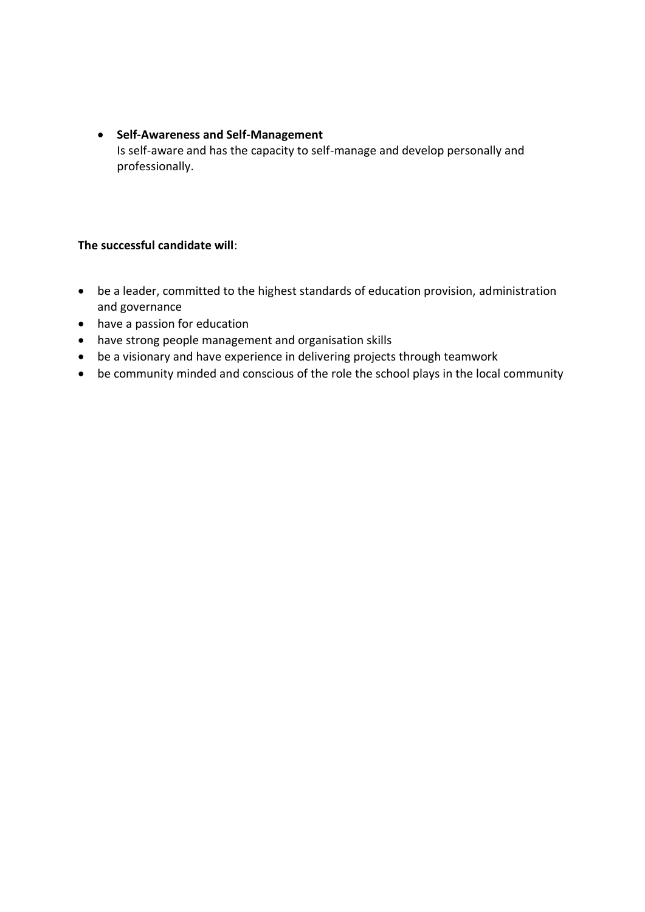- **Self-Awareness and Self-Management**
  Is self-aware and has the capacity to self-manage and develop personally and professionally.

**The successful candidate will**:

- be a leader, committed to the highest standards of education provision, administration and governance
- have a passion for education
- have strong people management and organisation skills
- be a visionary and have experience in delivering projects through teamwork
- be community minded and conscious of the role the school plays in the local community